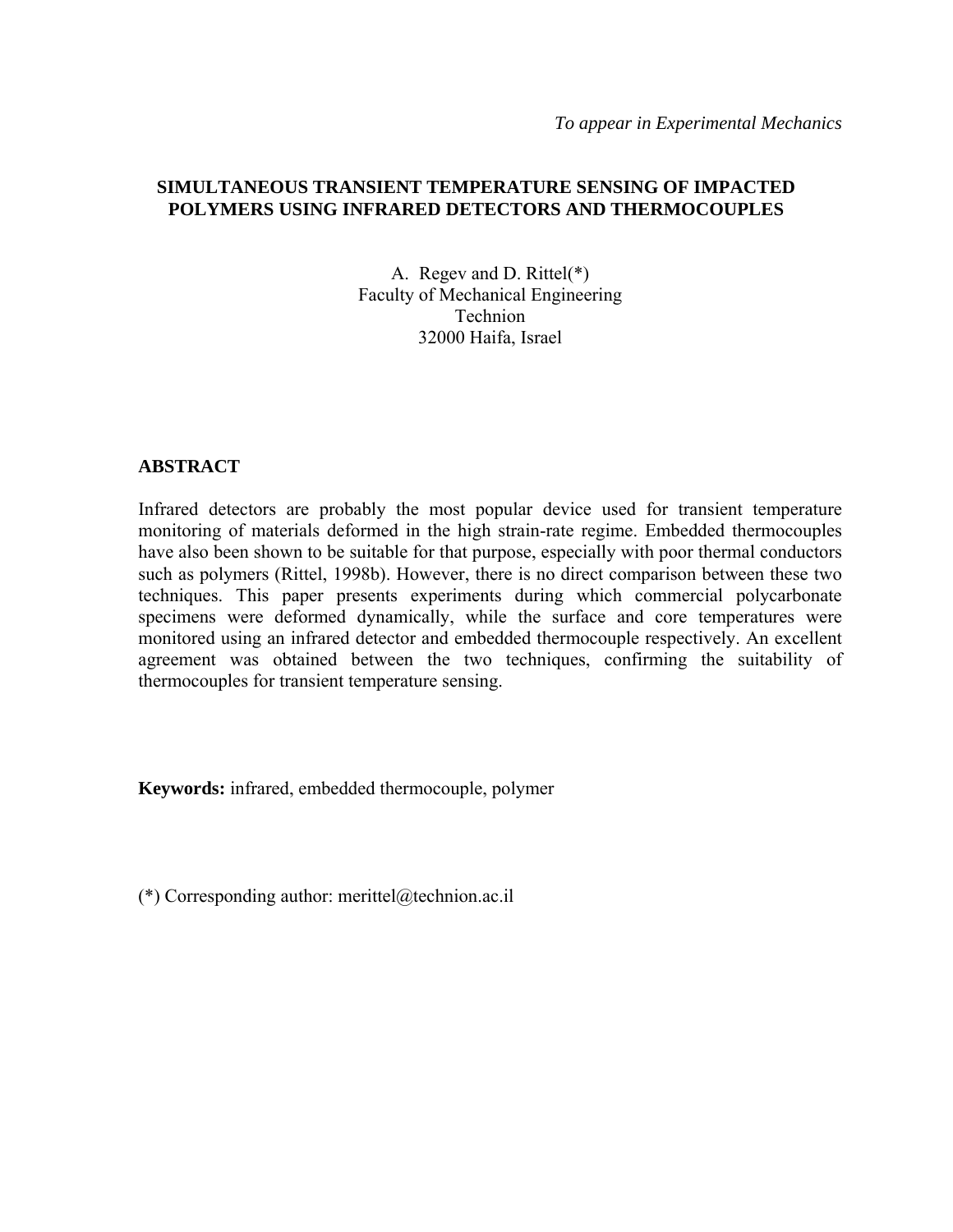*To appear in Experimental Mechanics*

# SIMULTANEOUS TRANSIENT TEMPERATURE SENSING OF IMPACTED POLYMERS USING INFRARED DETECTORS AND THERMOCOUPLES

A. Regev and D. Rittel(*)
Faculty of Mechanical Engineering
Technion
32000 Haifa, Israel

## ABSTRACT

Infrared detectors are probably the most popular device used for transient temperature monitoring of materials deformed in the high strain-rate regime. Embedded thermocouples have also been shown to be suitable for that purpose, especially with poor thermal conductors such as polymers (Rittel, 1998b). However, there is no direct comparison between these two techniques. This paper presents experiments during which commercial polycarbonate specimens were deformed dynamically, while the surface and core temperatures were monitored using an infrared detector and embedded thermocouple respectively. An excellent agreement was obtained between the two techniques, confirming the suitability of thermocouples for transient temperature sensing.

**Keywords:** infrared, embedded thermocouple, polymer

(*) Corresponding author: merittel@technion.ac.il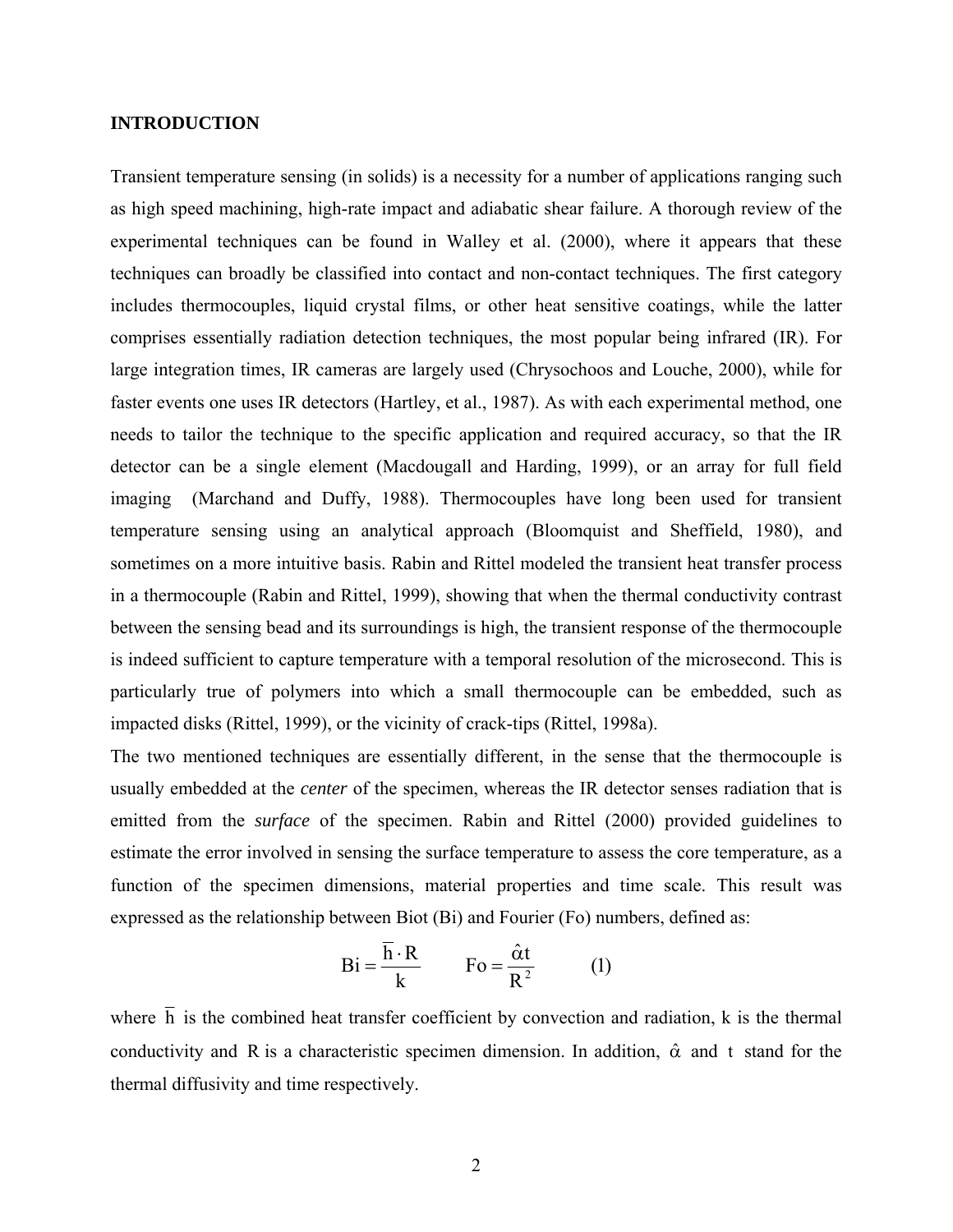## INTRODUCTION

Transient temperature sensing (in solids) is a necessity for a number of applications ranging such as high speed machining, high-rate impact and adiabatic shear failure. A thorough review of the experimental techniques can be found in Walley et al. (2000), where it appears that these techniques can broadly be classified into contact and non-contact techniques. The first category includes thermocouples, liquid crystal films, or other heat sensitive coatings, while the latter comprises essentially radiation detection techniques, the most popular being infrared (IR). For large integration times, IR cameras are largely used (Chrysochoos and Louche, 2000), while for faster events one uses IR detectors (Hartley, et al., 1987). As with each experimental method, one needs to tailor the technique to the specific application and required accuracy, so that the IR detector can be a single element (Macdougall and Harding, 1999), or an array for full field imaging (Marchand and Duffy, 1988). Thermocouples have long been used for transient temperature sensing using an analytical approach (Bloomquist and Sheffield, 1980), and sometimes on a more intuitive basis. Rabin and Rittel modeled the transient heat transfer process in a thermocouple (Rabin and Rittel, 1999), showing that when the thermal conductivity contrast between the sensing bead and its surroundings is high, the transient response of the thermocouple is indeed sufficient to capture temperature with a temporal resolution of the microsecond. This is particularly true of polymers into which a small thermocouple can be embedded, such as impacted disks (Rittel, 1999), or the vicinity of crack-tips (Rittel, 1998a).

The two mentioned techniques are essentially different, in the sense that the thermocouple is usually embedded at the *center* of the specimen, whereas the IR detector senses radiation that is emitted from the *surface* of the specimen. Rabin and Rittel (2000) provided guidelines to estimate the error involved in sensing the surface temperature to assess the core temperature, as a function of the specimen dimensions, material properties and time scale. This result was expressed as the relationship between Biot (Bi) and Fourier (Fo) numbers, defined as:

$$\mathrm{Bi} = \frac{\bar{h} \cdot R}{k} \qquad \mathrm{Fo} = \frac{\hat{\alpha} t}{R^2} \qquad (1)$$

where $\bar{h}$ is the combined heat transfer coefficient by convection and radiation, k is the thermal conductivity and R is a characteristic specimen dimension. In addition, $\hat{\alpha}$ and $t$ stand for the thermal diffusivity and time respectively.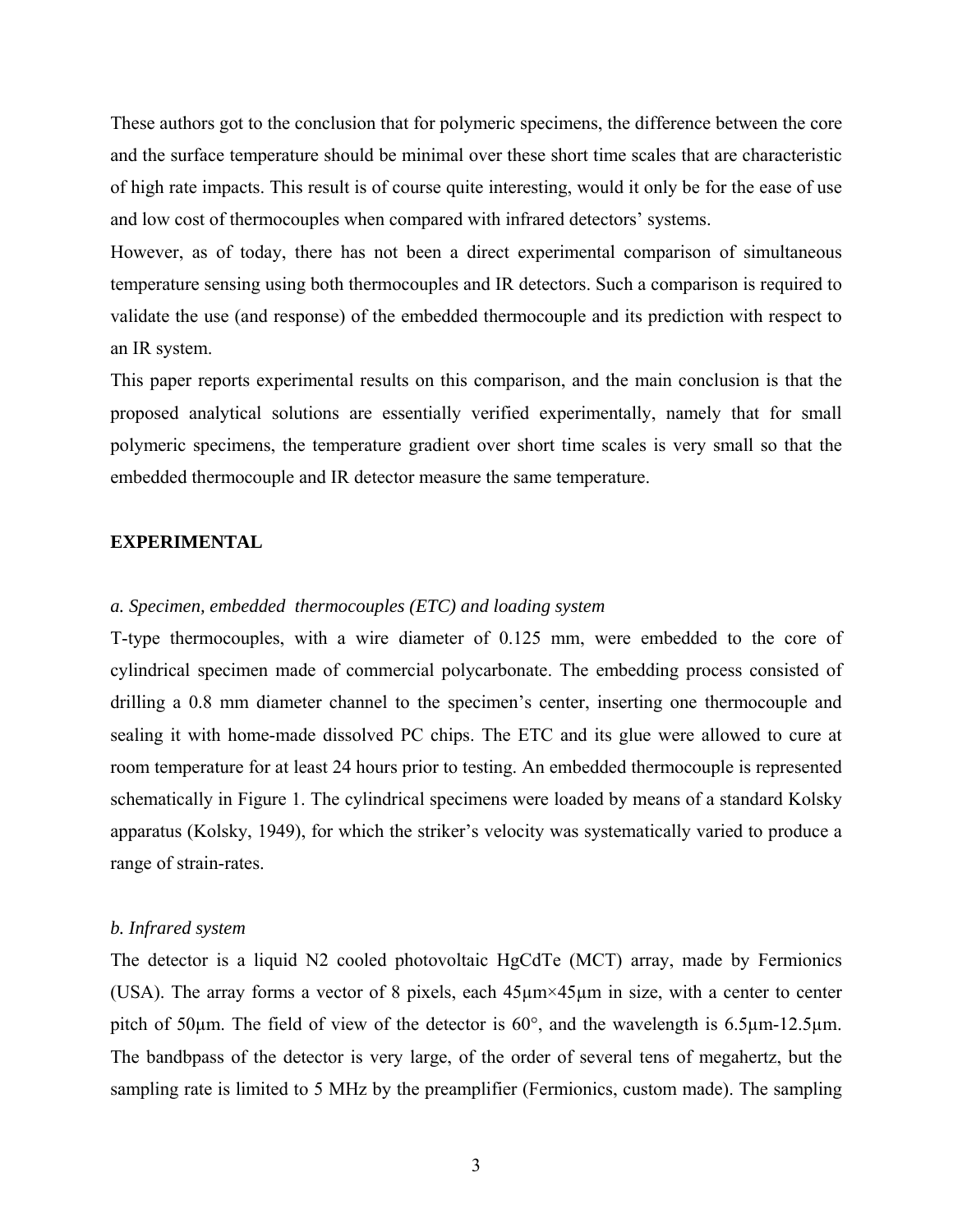These authors got to the conclusion that for polymeric specimens, the difference between the core and the surface temperature should be minimal over these short time scales that are characteristic of high rate impacts. This result is of course quite interesting, would it only be for the ease of use and low cost of thermocouples when compared with infrared detectors' systems.

However, as of today, there has not been a direct experimental comparison of simultaneous temperature sensing using both thermocouples and IR detectors. Such a comparison is required to validate the use (and response) of the embedded thermocouple and its prediction with respect to an IR system.

This paper reports experimental results on this comparison, and the main conclusion is that the proposed analytical solutions are essentially verified experimentally, namely that for small polymeric specimens, the temperature gradient over short time scales is very small so that the embedded thermocouple and IR detector measure the same temperature.

## EXPERIMENTAL

### *a. Specimen, embedded thermocouples (ETC) and loading system*

T-type thermocouples, with a wire diameter of 0.125 mm, were embedded to the core of cylindrical specimen made of commercial polycarbonate. The embedding process consisted of drilling a 0.8 mm diameter channel to the specimen's center, inserting one thermocouple and sealing it with home-made dissolved PC chips. The ETC and its glue were allowed to cure at room temperature for at least 24 hours prior to testing. An embedded thermocouple is represented schematically in Figure 1. The cylindrical specimens were loaded by means of a standard Kolsky apparatus (Kolsky, 1949), for which the striker's velocity was systematically varied to produce a range of strain-rates.

### *b. Infrared system*

The detector is a liquid N2 cooled photovoltaic HgCdTe (MCT) array, made by Fermionics (USA). The array forms a vector of 8 pixels, each 45µm×45µm in size, with a center to center pitch of 50µm. The field of view of the detector is 60°, and the wavelength is 6.5µm-12.5µm. The bandbpass of the detector is very large, of the order of several tens of megahertz, but the sampling rate is limited to 5 MHz by the preamplifier (Fermionics, custom made). The sampling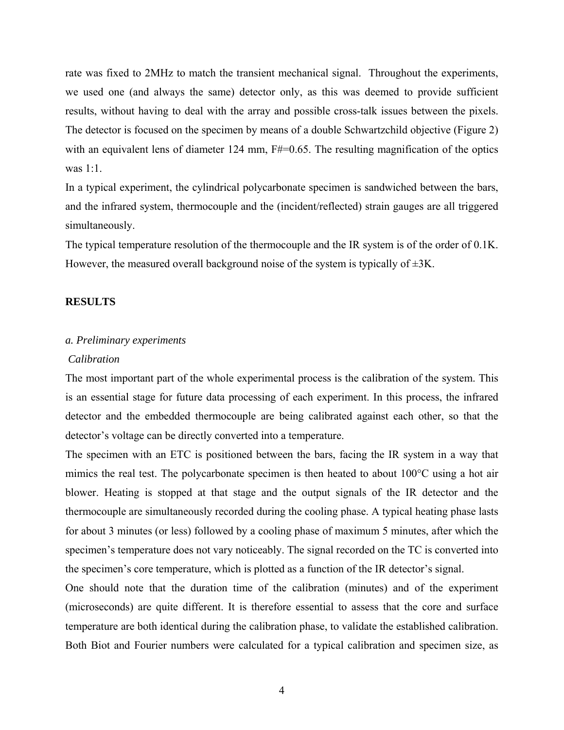rate was fixed to 2MHz to match the transient mechanical signal. Throughout the experiments, we used one (and always the same) detector only, as this was deemed to provide sufficient results, without having to deal with the array and possible cross-talk issues between the pixels. The detector is focused on the specimen by means of a double Schwartzchild objective (Figure 2) with an equivalent lens of diameter 124 mm, F#=0.65. The resulting magnification of the optics was 1:1.

In a typical experiment, the cylindrical polycarbonate specimen is sandwiched between the bars, and the infrared system, thermocouple and the (incident/reflected) strain gauges are all triggered simultaneously.

The typical temperature resolution of the thermocouple and the IR system is of the order of 0.1K. However, the measured overall background noise of the system is typically of ±3K.

## RESULTS

### *a. Preliminary experiments*

*Calibration*

The most important part of the whole experimental process is the calibration of the system. This is an essential stage for future data processing of each experiment. In this process, the infrared detector and the embedded thermocouple are being calibrated against each other, so that the detector's voltage can be directly converted into a temperature.

The specimen with an ETC is positioned between the bars, facing the IR system in a way that mimics the real test. The polycarbonate specimen is then heated to about 100°C using a hot air blower. Heating is stopped at that stage and the output signals of the IR detector and the thermocouple are simultaneously recorded during the cooling phase. A typical heating phase lasts for about 3 minutes (or less) followed by a cooling phase of maximum 5 minutes, after which the specimen's temperature does not vary noticeably. The signal recorded on the TC is converted into the specimen's core temperature, which is plotted as a function of the IR detector's signal.

One should note that the duration time of the calibration (minutes) and of the experiment (microseconds) are quite different. It is therefore essential to assess that the core and surface temperature are both identical during the calibration phase, to validate the established calibration. Both Biot and Fourier numbers were calculated for a typical calibration and specimen size, as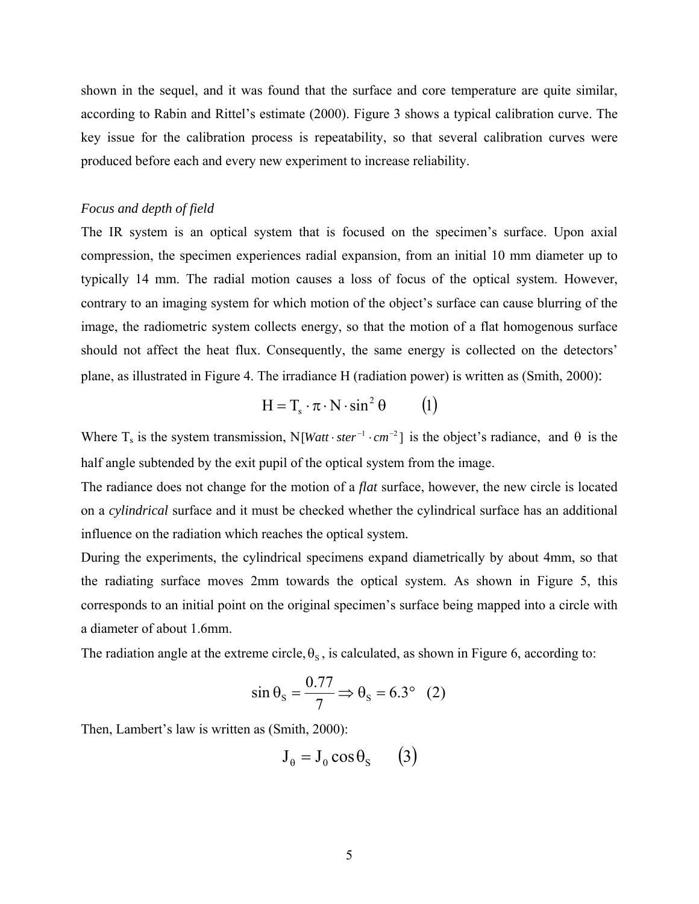shown in the sequel, and it was found that the surface and core temperature are quite similar, according to Rabin and Rittel's estimate (2000). Figure 3 shows a typical calibration curve. The key issue for the calibration process is repeatability, so that several calibration curves were produced before each and every new experiment to increase reliability.

*Focus and depth of field*

The IR system is an optical system that is focused on the specimen's surface. Upon axial compression, the specimen experiences radial expansion, from an initial 10 mm diameter up to typically 14 mm. The radial motion causes a loss of focus of the optical system. However, contrary to an imaging system for which motion of the object's surface can cause blurring of the image, the radiometric system collects energy, so that the motion of a flat homogenous surface should not affect the heat flux. Consequently, the same energy is collected on the detectors' plane, as illustrated in Figure 4. The irradiance H (radiation power) is written as (Smith, 2000):

$$H = T_s \cdot \pi \cdot N \cdot \sin^2 \theta \qquad (1)$$

Where $T_s$ is the system transmission, $N[Watt \cdot ster^{-1} \cdot cm^{-2}]$ is the object's radiance, and $\theta$ is the half angle subtended by the exit pupil of the optical system from the image.

The radiance does not change for the motion of a *flat* surface, however, the new circle is located on a *cylindrical* surface and it must be checked whether the cylindrical surface has an additional influence on the radiation which reaches the optical system.

During the experiments, the cylindrical specimens expand diametrically by about 4mm, so that the radiating surface moves 2mm towards the optical system. As shown in Figure 5, this corresponds to an initial point on the original specimen's surface being mapped into a circle with a diameter of about 1.6mm.

The radiation angle at the extreme circle, $\theta_S$, is calculated, as shown in Figure 6, according to:

$$\sin \theta_S = \frac{0.77}{7} \Rightarrow \theta_S = 6.3^\circ \quad (2)$$

Then, Lambert's law is written as (Smith, 2000):

$$J_\theta = J_0 \cos \theta_S \qquad (3)$$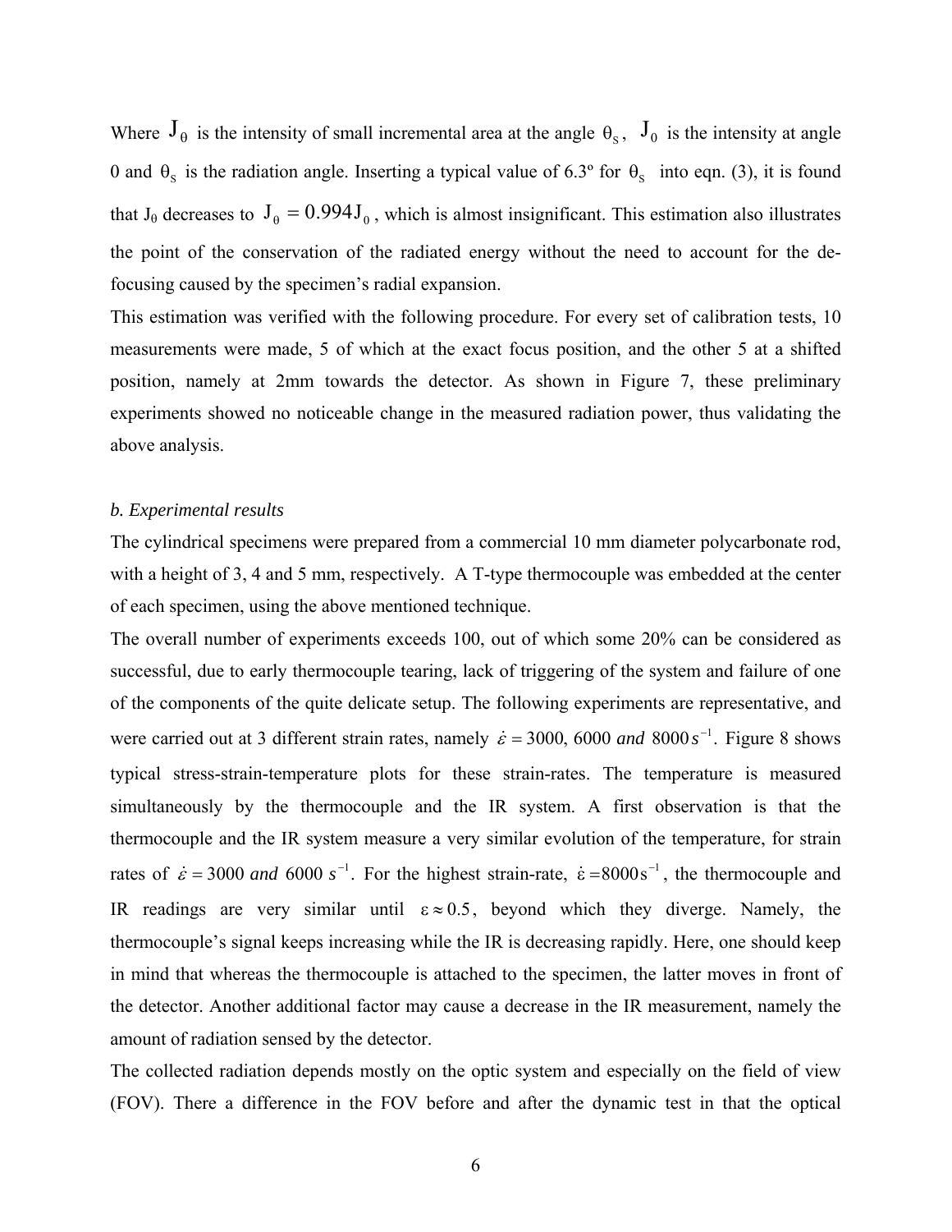Where $J_\theta$ is the intensity of small incremental area at the angle $\theta_S$, $J_0$ is the intensity at angle 0 and $\theta_S$ is the radiation angle. Inserting a typical value of 6.3º for $\theta_S$ into eqn. (3), it is found that $J_\theta$ decreases to $J_\theta = 0.994 J_0$, which is almost insignificant. This estimation also illustrates the point of the conservation of the radiated energy without the need to account for the de-focusing caused by the specimen's radial expansion.

This estimation was verified with the following procedure. For every set of calibration tests, 10 measurements were made, 5 of which at the exact focus position, and the other 5 at a shifted position, namely at 2mm towards the detector. As shown in Figure 7, these preliminary experiments showed no noticeable change in the measured radiation power, thus validating the above analysis.

*b. Experimental results*

The cylindrical specimens were prepared from a commercial 10 mm diameter polycarbonate rod, with a height of 3, 4 and 5 mm, respectively. A T-type thermocouple was embedded at the center of each specimen, using the above mentioned technique.

The overall number of experiments exceeds 100, out of which some 20% can be considered as successful, due to early thermocouple tearing, lack of triggering of the system and failure of one of the components of the quite delicate setup. The following experiments are representative, and were carried out at 3 different strain rates, namely $\dot{\varepsilon} = 3000,\ 6000\ and\ 8000\,s^{-1}$. Figure 8 shows typical stress-strain-temperature plots for these strain-rates. The temperature is measured simultaneously by the thermocouple and the IR system. A first observation is that the thermocouple and the IR system measure a very similar evolution of the temperature, for strain rates of $\dot{\varepsilon} = 3000\ and\ 6000\ s^{-1}$. For the highest strain-rate, $\dot{\varepsilon} = 8000\,s^{-1}$, the thermocouple and IR readings are very similar until $\varepsilon \approx 0.5$, beyond which they diverge. Namely, the thermocouple's signal keeps increasing while the IR is decreasing rapidly. Here, one should keep in mind that whereas the thermocouple is attached to the specimen, the latter moves in front of the detector. Another additional factor may cause a decrease in the IR measurement, namely the amount of radiation sensed by the detector.

The collected radiation depends mostly on the optic system and especially on the field of view (FOV). There a difference in the FOV before and after the dynamic test in that the optical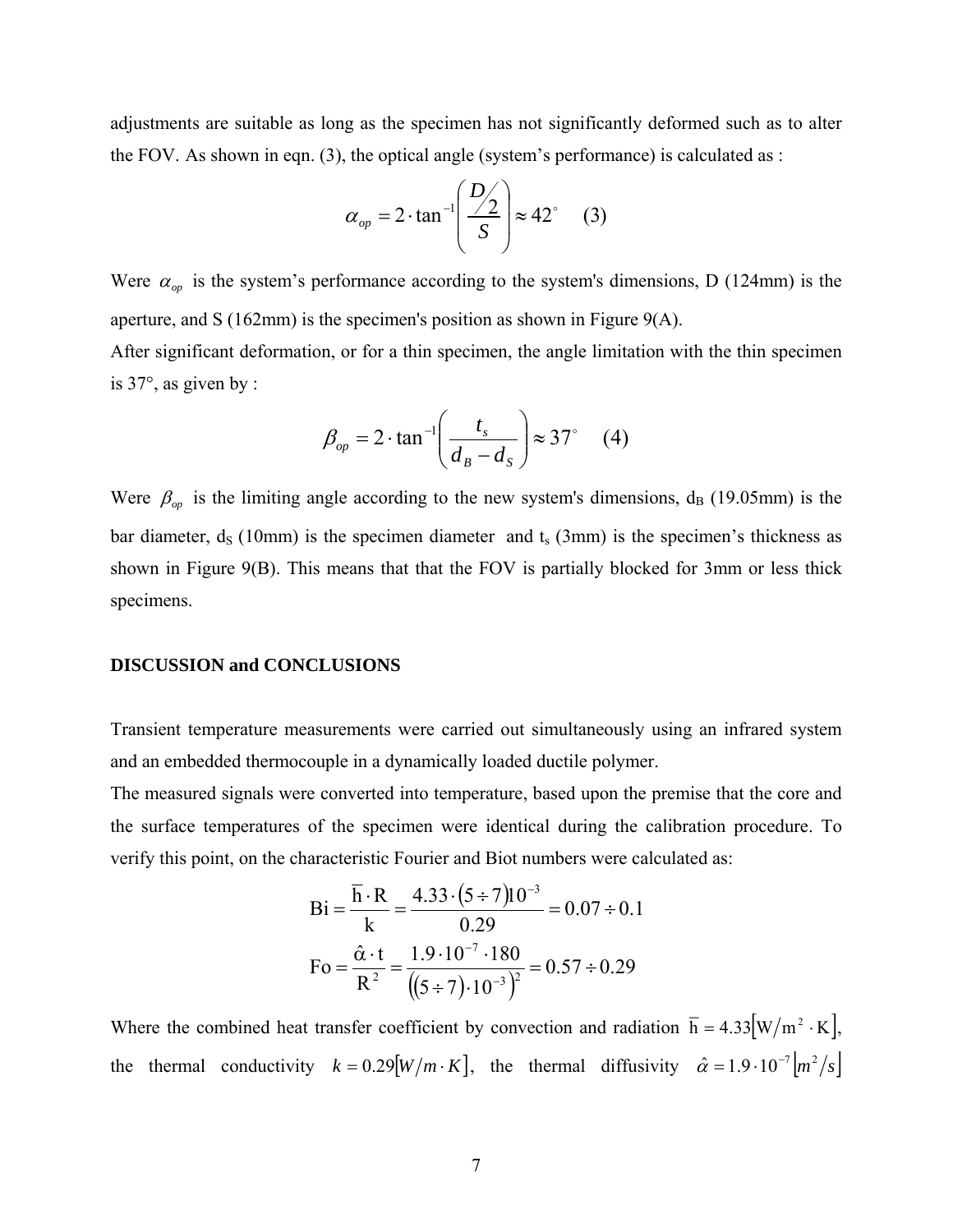adjustments are suitable as long as the specimen has not significantly deformed such as to alter the FOV. As shown in eqn. (3), the optical angle (system's performance) is calculated as :

$$\alpha_{op} = 2 \cdot \tan^{-1}\left(\frac{D/2}{S}\right) \approx 42^{\circ} \quad (3)$$

Were $\alpha_{op}$ is the system's performance according to the system's dimensions, D (124mm) is the aperture, and S (162mm) is the specimen's position as shown in Figure 9(A).

After significant deformation, or for a thin specimen, the angle limitation with the thin specimen is 37°, as given by :

$$\beta_{op} = 2 \cdot \tan^{-1}\left(\frac{t_s}{d_B - d_S}\right) \approx 37^{\circ} \quad (4)$$

Were $\beta_{op}$ is the limiting angle according to the new system's dimensions, $d_B$ (19.05mm) is the bar diameter, $d_S$ (10mm) is the specimen diameter and $t_s$ (3mm) is the specimen's thickness as shown in Figure 9(B). This means that that the FOV is partially blocked for 3mm or less thick specimens.

## DISCUSSION and CONCLUSIONS

Transient temperature measurements were carried out simultaneously using an infrared system and an embedded thermocouple in a dynamically loaded ductile polymer.

The measured signals were converted into temperature, based upon the premise that the core and the surface temperatures of the specimen were identical during the calibration procedure. To verify this point, on the characteristic Fourier and Biot numbers were calculated as:

$$\mathrm{Bi} = \frac{\overline{\mathrm{h}} \cdot \mathrm{R}}{\mathrm{k}} = \frac{4.33 \cdot (5 \div 7) 10^{-3}}{0.29} = 0.07 \div 0.1$$

$$\mathrm{Fo} = \frac{\hat{\alpha} \cdot \mathrm{t}}{\mathrm{R}^2} = \frac{1.9 \cdot 10^{-7} \cdot 180}{\left((5 \div 7) \cdot 10^{-3}\right)^2} = 0.57 \div 0.29$$

Where the combined heat transfer coefficient by convection and radiation $\overline{\mathrm{h}} = 4.33\left[\mathrm{W/m^2 \cdot K}\right]$, the thermal conductivity $k = 0.29\left[W/m \cdot K\right]$, the thermal diffusivity $\hat{\alpha} = 1.9 \cdot 10^{-7}\left[m^2/s\right]$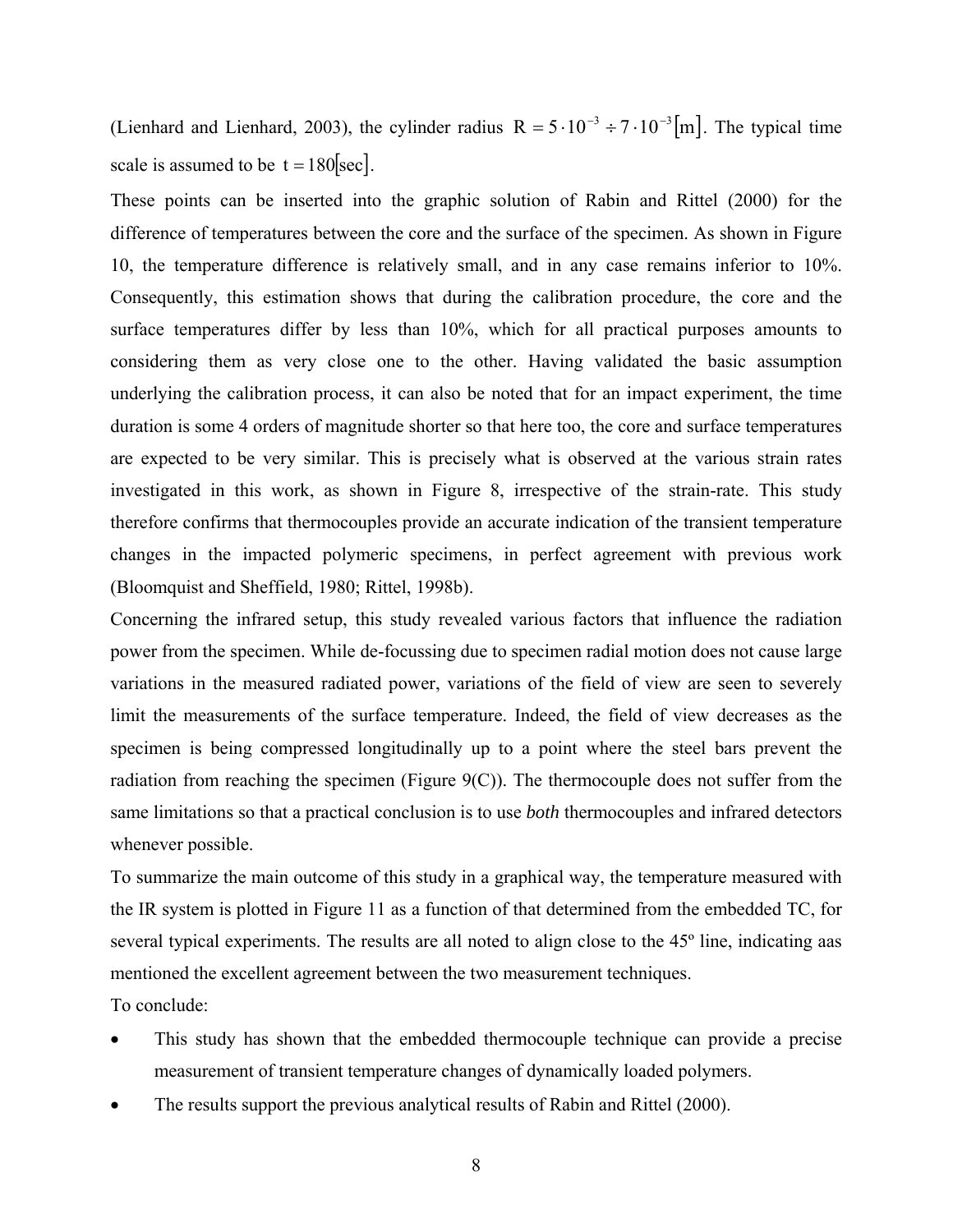(Lienhard and Lienhard, 2003), the cylinder radius $R = 5 \cdot 10^{-3} \div 7 \cdot 10^{-3} [\mathrm{m}]$. The typical time scale is assumed to be $t = 180 [\mathrm{sec}]$.

These points can be inserted into the graphic solution of Rabin and Rittel (2000) for the difference of temperatures between the core and the surface of the specimen. As shown in Figure 10, the temperature difference is relatively small, and in any case remains inferior to 10%. Consequently, this estimation shows that during the calibration procedure, the core and the surface temperatures differ by less than 10%, which for all practical purposes amounts to considering them as very close one to the other. Having validated the basic assumption underlying the calibration process, it can also be noted that for an impact experiment, the time duration is some 4 orders of magnitude shorter so that here too, the core and surface temperatures are expected to be very similar. This is precisely what is observed at the various strain rates investigated in this work, as shown in Figure 8, irrespective of the strain-rate. This study therefore confirms that thermocouples provide an accurate indication of the transient temperature changes in the impacted polymeric specimens, in perfect agreement with previous work (Bloomquist and Sheffield, 1980; Rittel, 1998b).

Concerning the infrared setup, this study revealed various factors that influence the radiation power from the specimen. While de-focussing due to specimen radial motion does not cause large variations in the measured radiated power, variations of the field of view are seen to severely limit the measurements of the surface temperature. Indeed, the field of view decreases as the specimen is being compressed longitudinally up to a point where the steel bars prevent the radiation from reaching the specimen (Figure 9(C)). The thermocouple does not suffer from the same limitations so that a practical conclusion is to use *both* thermocouples and infrared detectors whenever possible.

To summarize the main outcome of this study in a graphical way, the temperature measured with the IR system is plotted in Figure 11 as a function of that determined from the embedded TC, for several typical experiments. The results are all noted to align close to the 45º line, indicating aas mentioned the excellent agreement between the two measurement techniques.

To conclude:

- This study has shown that the embedded thermocouple technique can provide a precise measurement of transient temperature changes of dynamically loaded polymers.
- The results support the previous analytical results of Rabin and Rittel (2000).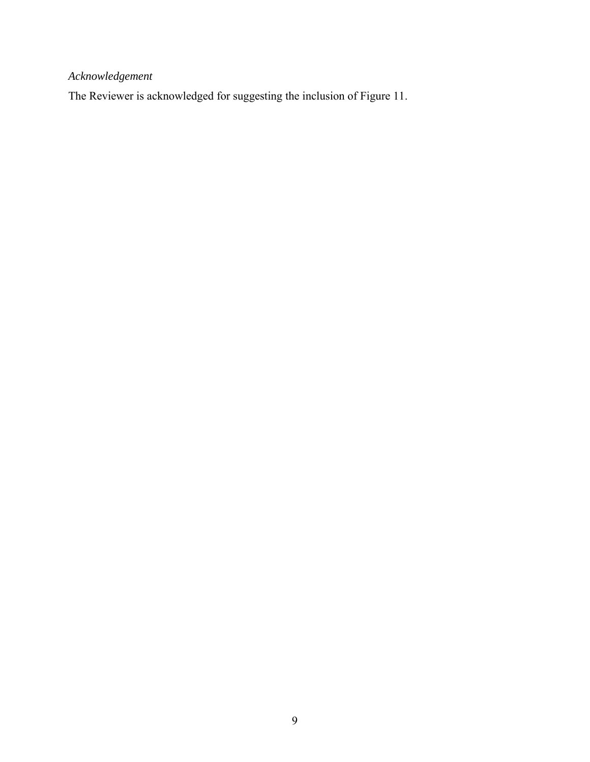*Acknowledgement*

The Reviewer is acknowledged for suggesting the inclusion of Figure 11.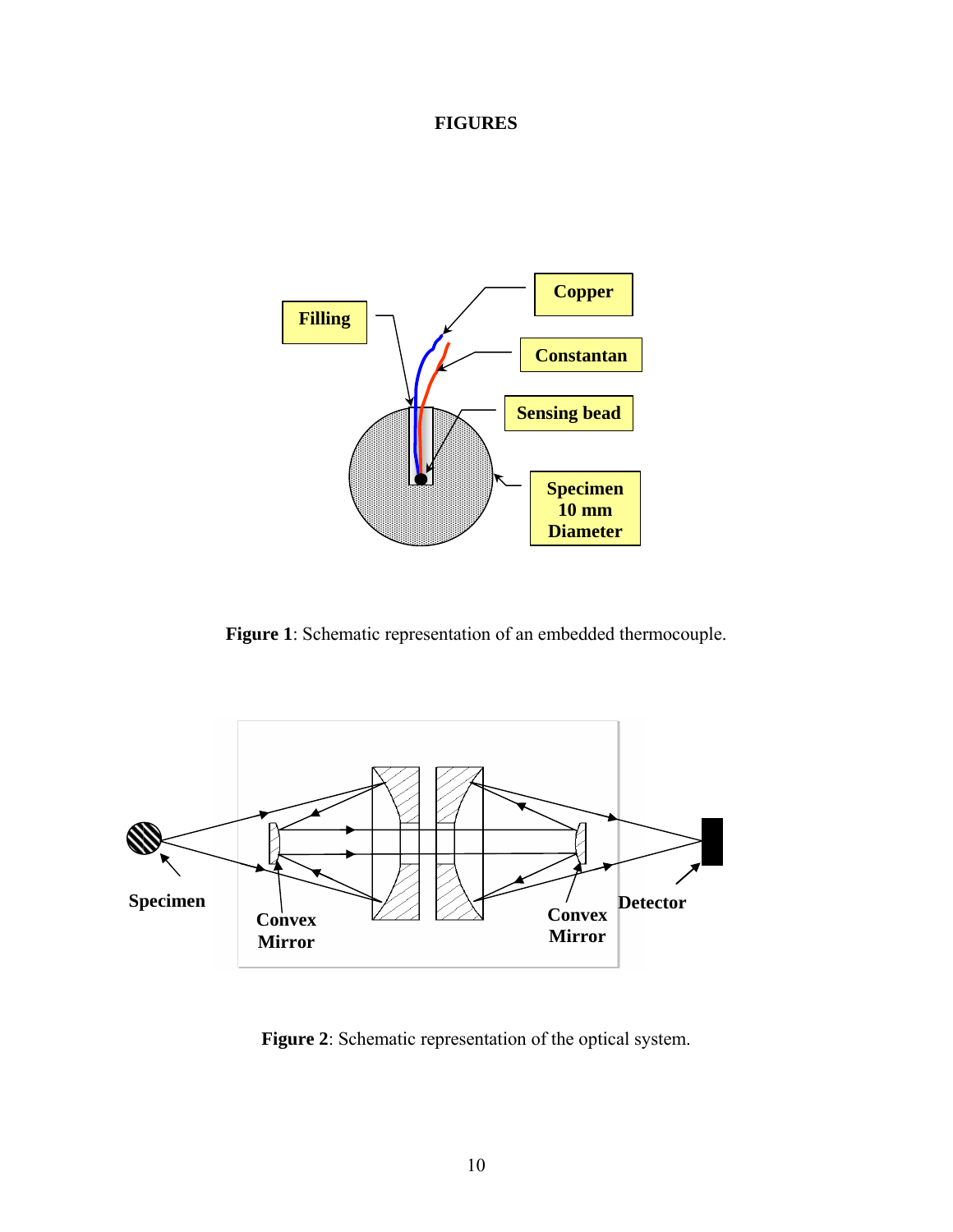# FIGURES

**Figure 1**: Schematic representation of an embedded thermocouple.

**Figure 2**: Schematic representation of the optical system.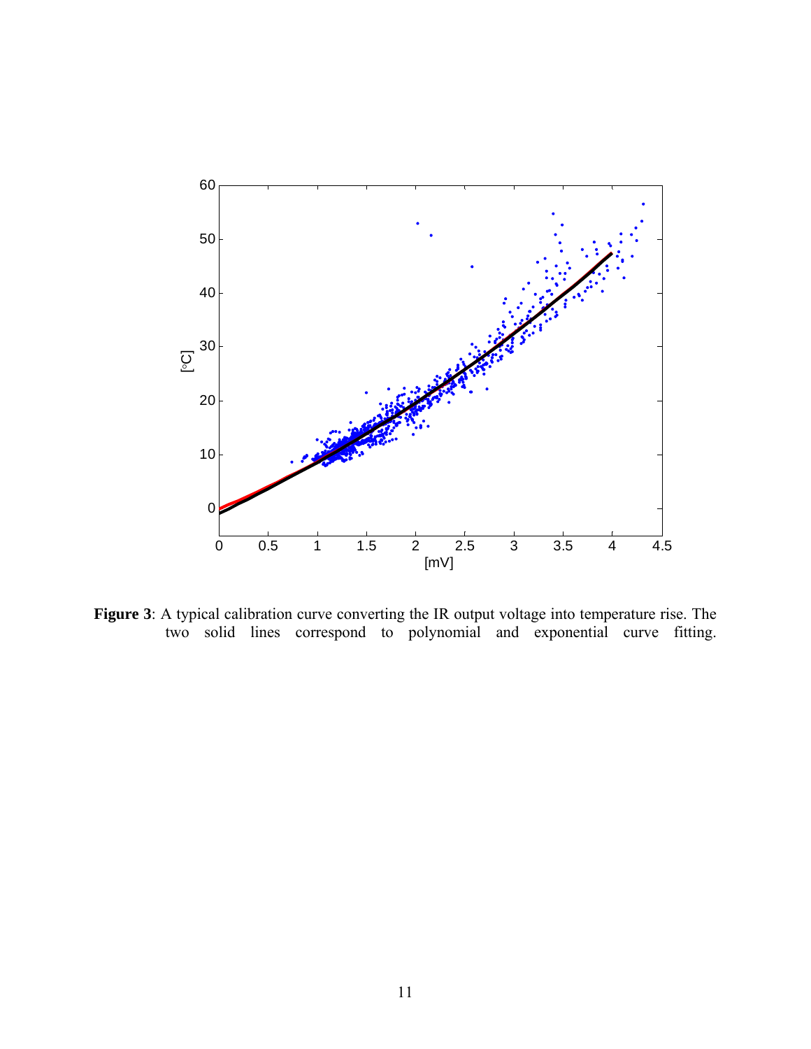**Figure 3**: A typical calibration curve converting the IR output voltage into temperature rise. The two solid lines correspond to polynomial and exponential curve fitting.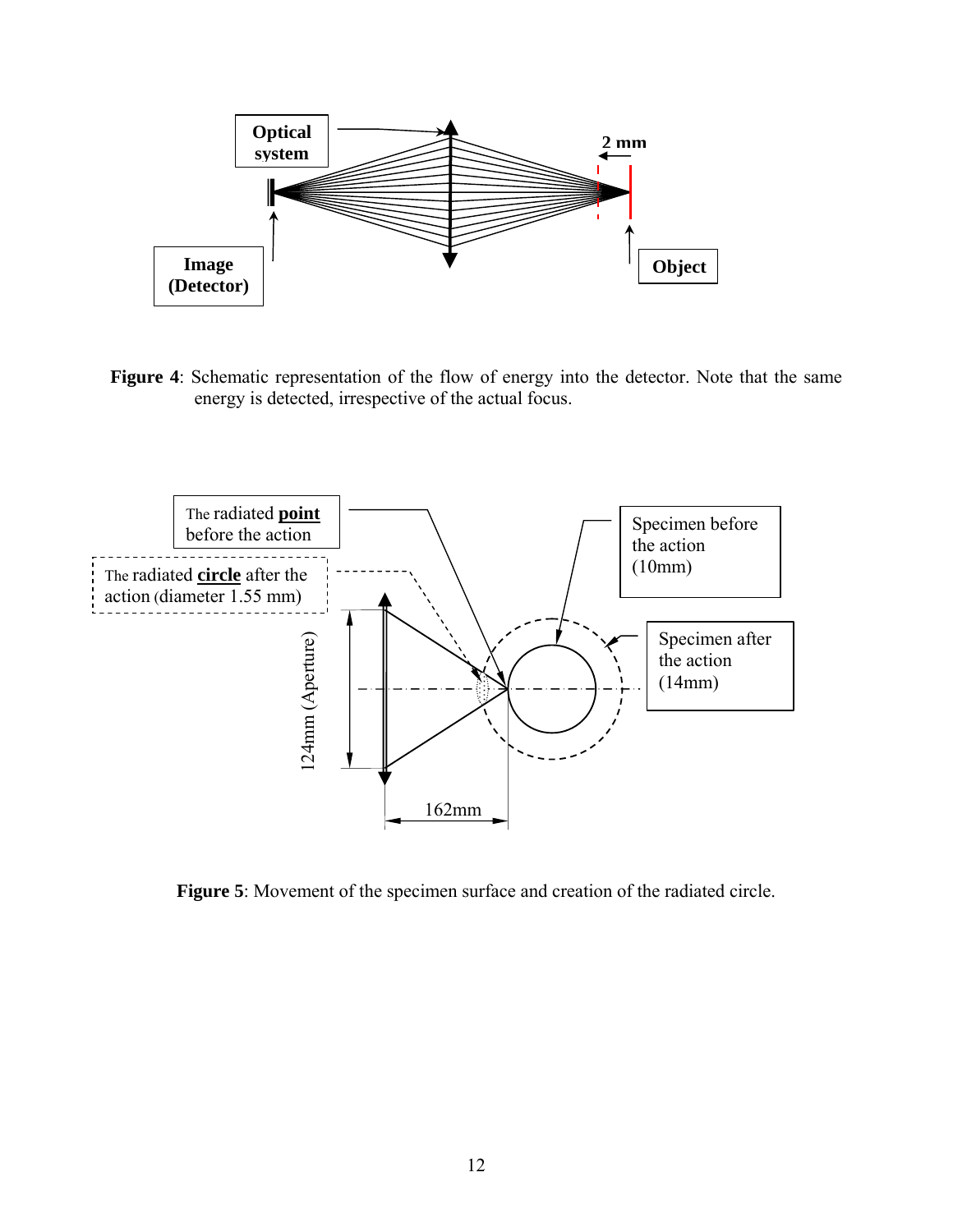**Figure 4**: Schematic representation of the flow of energy into the detector. Note that the same energy is detected, irrespective of the actual focus.

**Figure 5**: Movement of the specimen surface and creation of the radiated circle.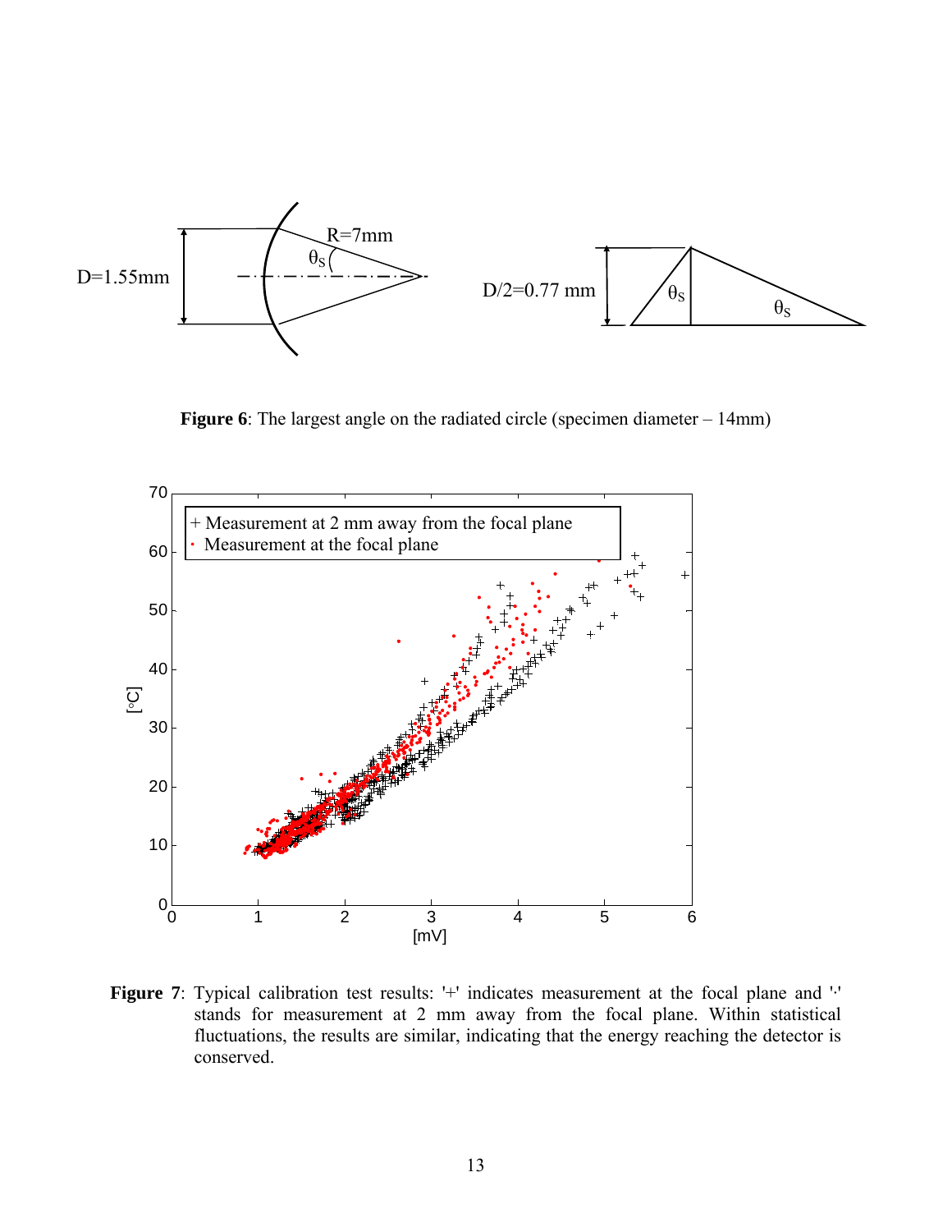**Figure 6**: The largest angle on the radiated circle (specimen diameter – 14mm)

**Figure 7**: Typical calibration test results: '+' indicates measurement at the focal plane and '·' stands for measurement at 2 mm away from the focal plane. Within statistical fluctuations, the results are similar, indicating that the energy reaching the detector is conserved.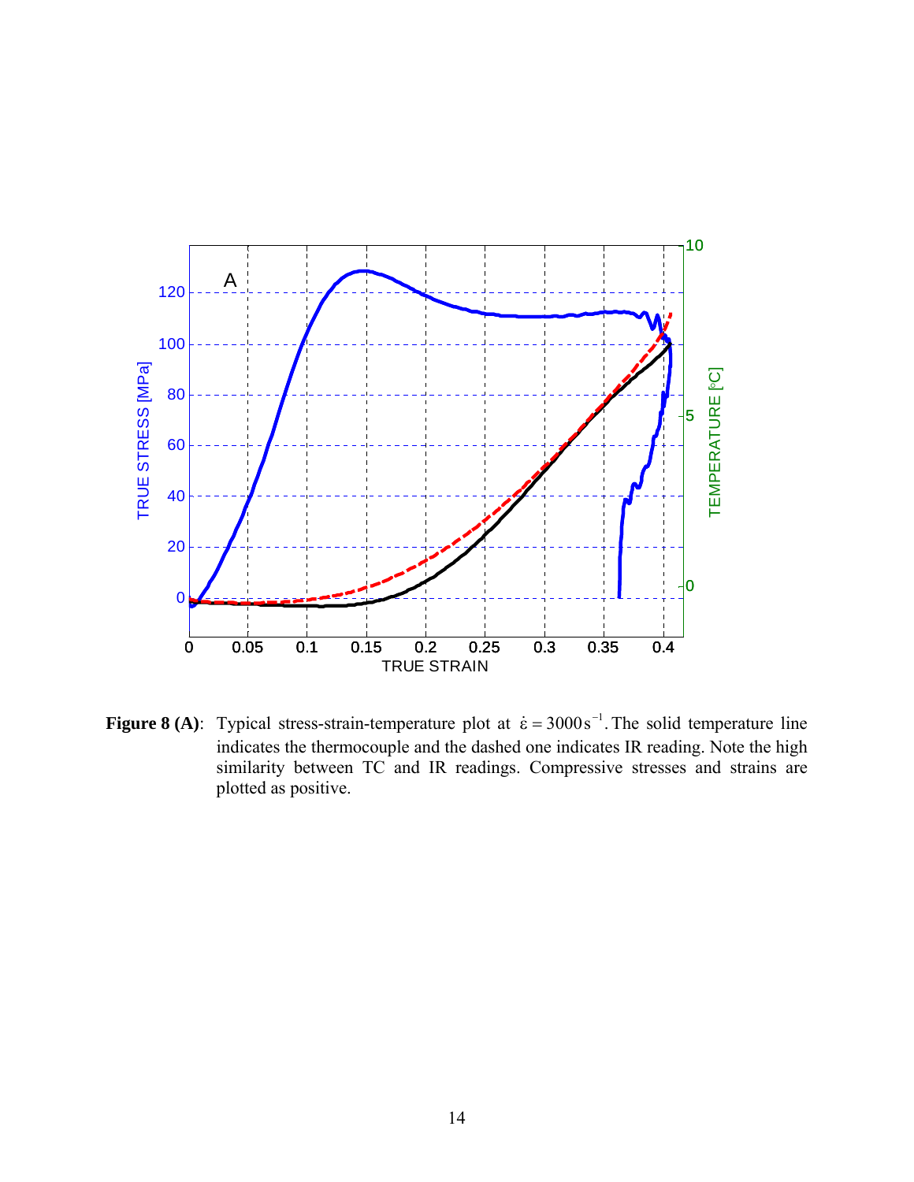**Figure 8 (A)**: Typical stress-strain-temperature plot at $\dot{\varepsilon} = 3000\,\mathrm{s}^{-1}$. The solid temperature line indicates the thermocouple and the dashed one indicates IR reading. Note the high similarity between TC and IR readings. Compressive stresses and strains are plotted as positive.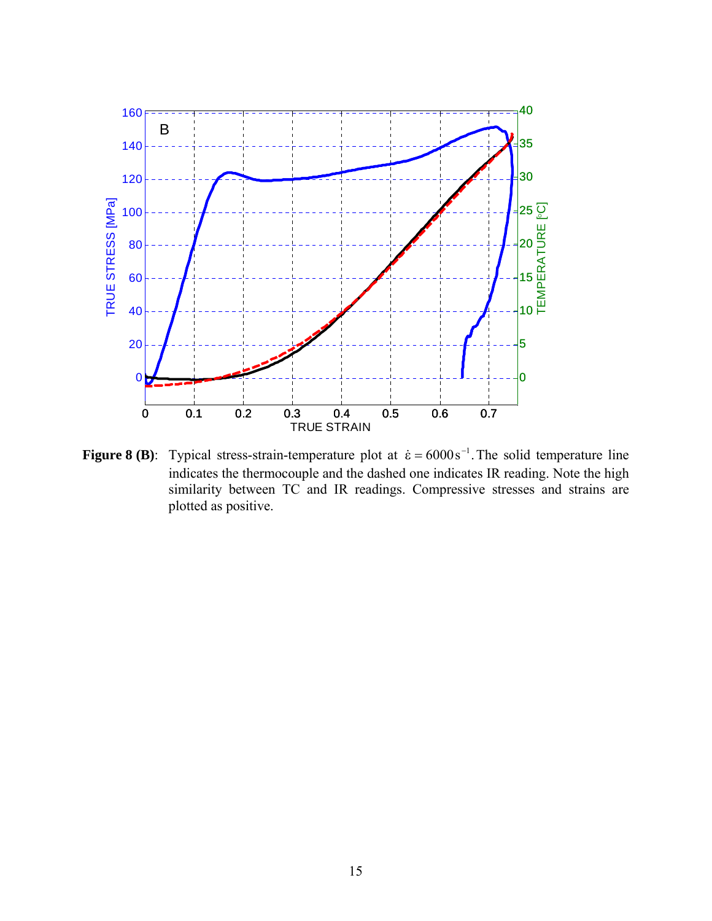**Figure 8 (B)**: Typical stress-strain-temperature plot at $\dot{\varepsilon} = 6000\,\text{s}^{-1}$. The solid temperature line indicates the thermocouple and the dashed one indicates IR reading. Note the high similarity between TC and IR readings. Compressive stresses and strains are plotted as positive.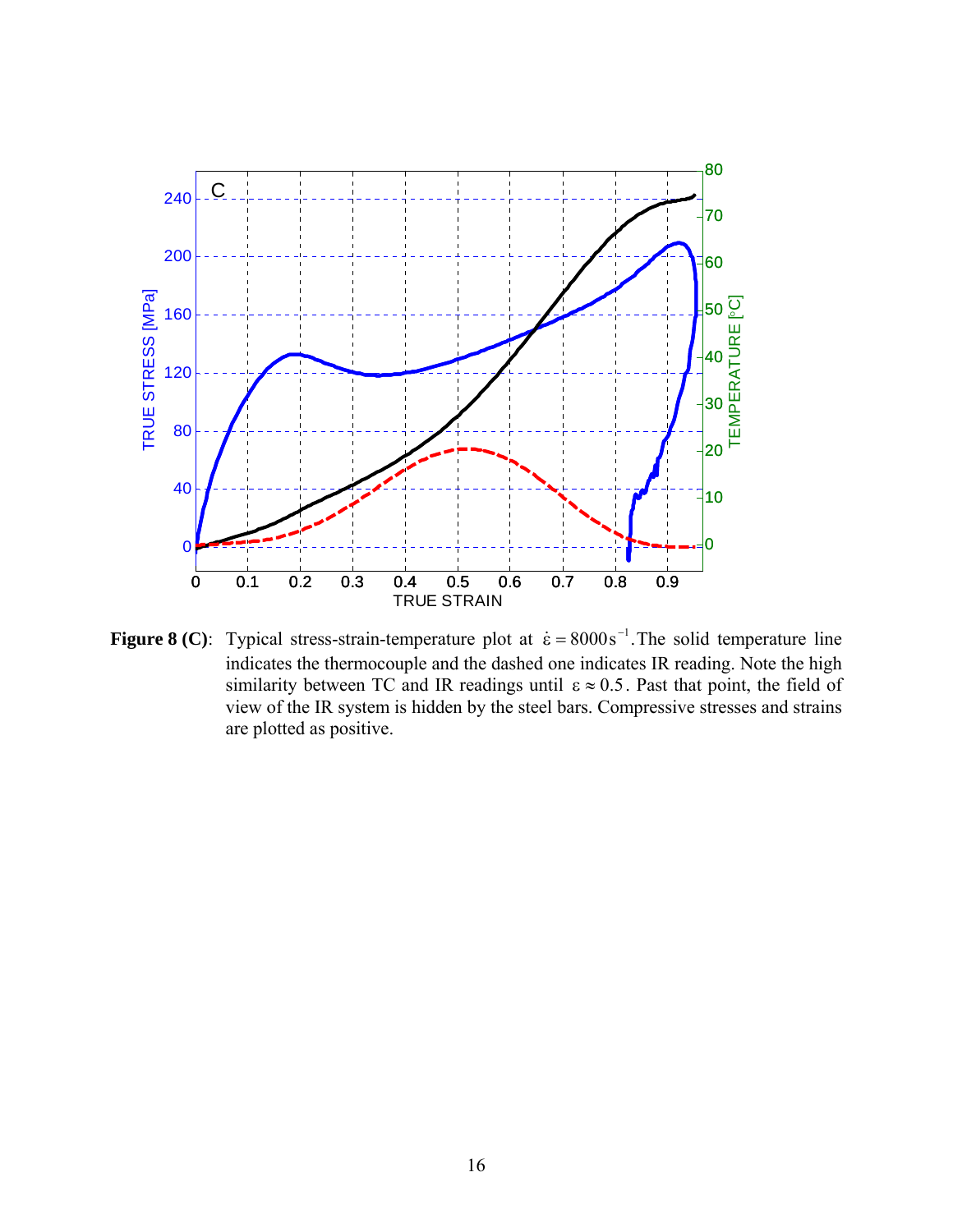**Figure 8 (C)**: Typical stress-strain-temperature plot at $\dot{\varepsilon} = 8000\,\mathrm{s}^{-1}$. The solid temperature line indicates the thermocouple and the dashed one indicates IR reading. Note the high similarity between TC and IR readings until $\varepsilon \approx 0.5$. Past that point, the field of view of the IR system is hidden by the steel bars. Compressive stresses and strains are plotted as positive.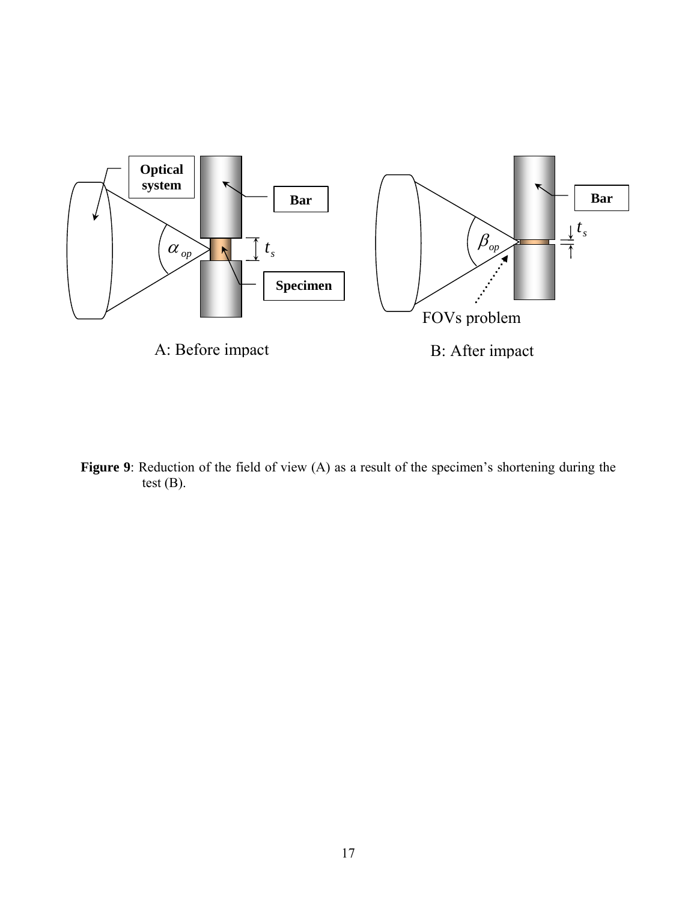**Figure 9**: Reduction of the field of view (A) as a result of the specimen's shortening during the test (B).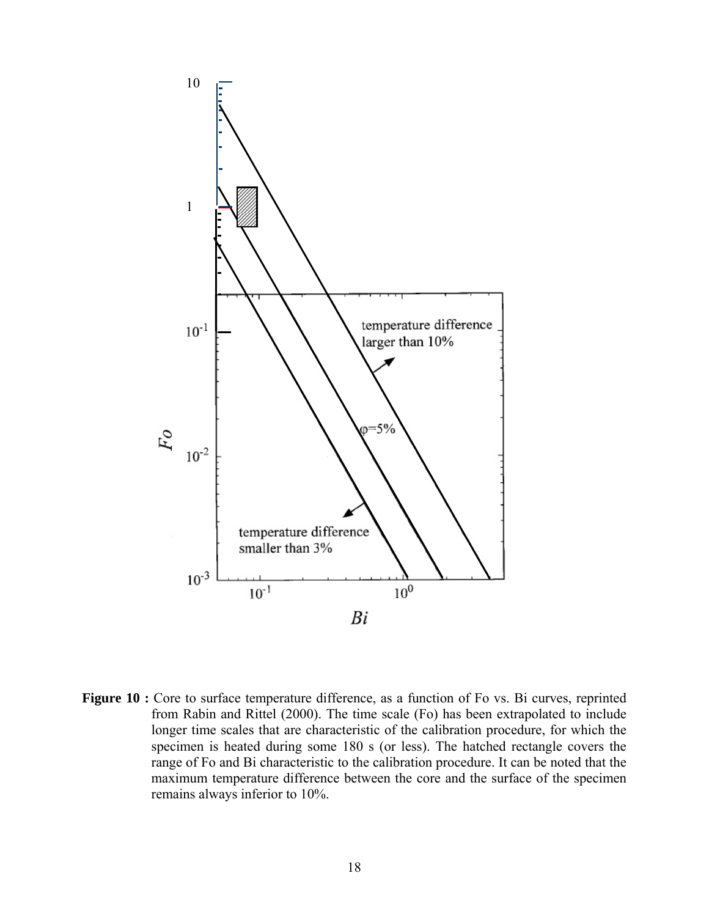**Figure 10 :** Core to surface temperature difference, as a function of Fo vs. Bi curves, reprinted from Rabin and Rittel (2000). The time scale (Fo) has been extrapolated to include longer time scales that are characteristic of the calibration procedure, for which the specimen is heated during some 180 s (or less). The hatched rectangle covers the range of Fo and Bi characteristic to the calibration procedure. It can be noted that the maximum temperature difference between the core and the surface of the specimen remains always inferior to 10%.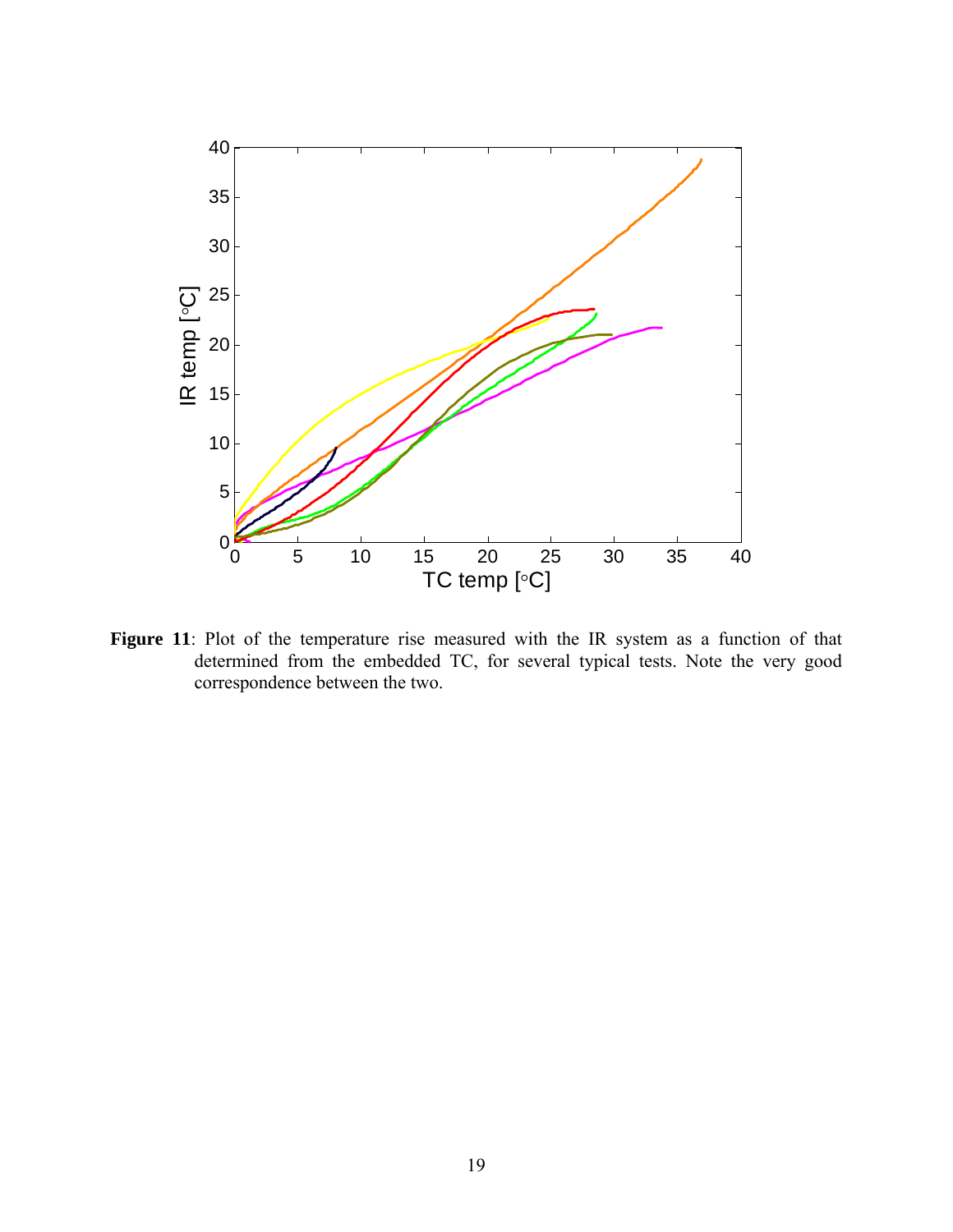**Figure 11**: Plot of the temperature rise measured with the IR system as a function of that determined from the embedded TC, for several typical tests. Note the very good correspondence between the two.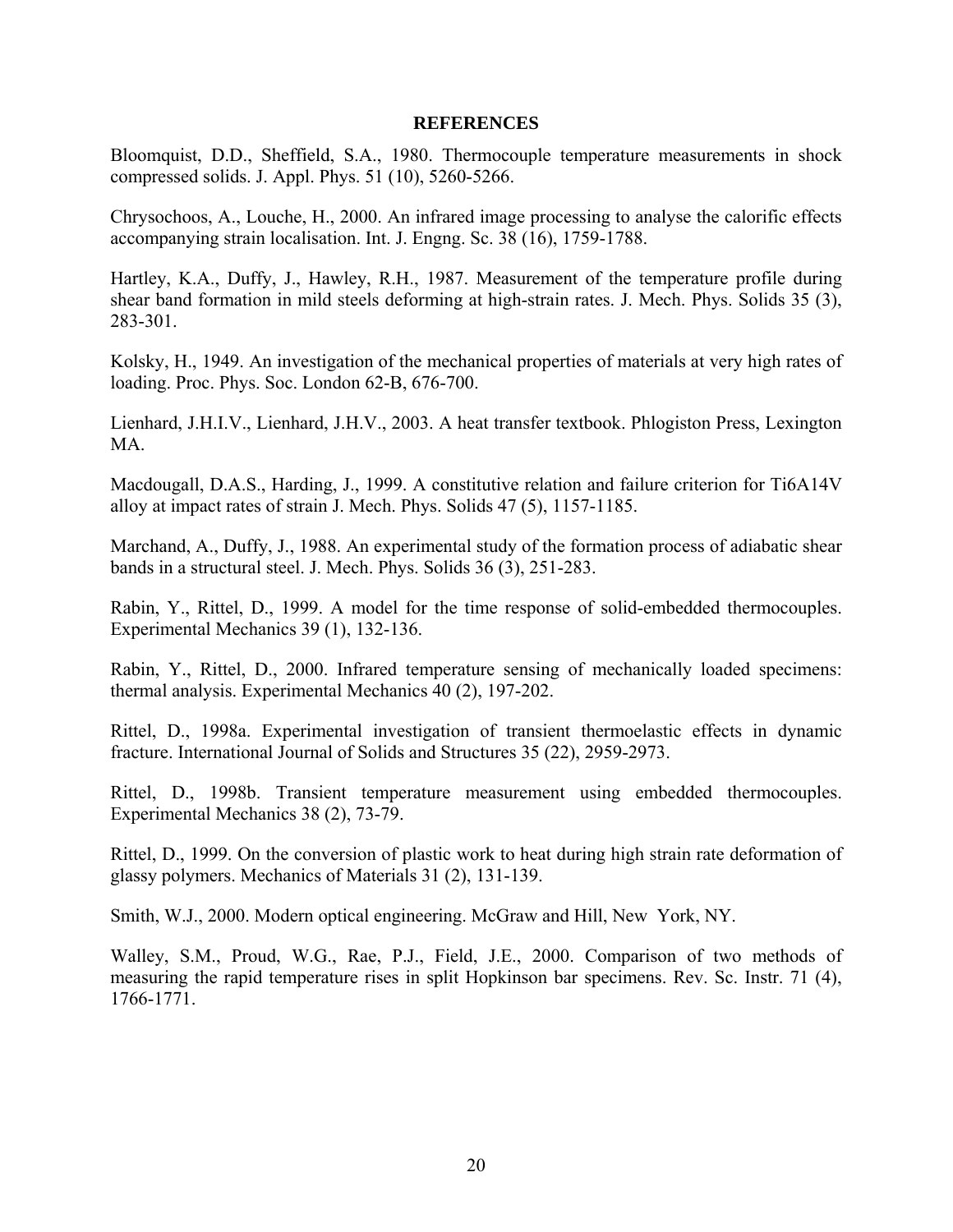## REFERENCES

Bloomquist, D.D., Sheffield, S.A., 1980. Thermocouple temperature measurements in shock compressed solids. J. Appl. Phys. 51 (10), 5260-5266.

Chrysochoos, A., Louche, H., 2000. An infrared image processing to analyse the calorific effects accompanying strain localisation. Int. J. Engng. Sc. 38 (16), 1759-1788.

Hartley, K.A., Duffy, J., Hawley, R.H., 1987. Measurement of the temperature profile during shear band formation in mild steels deforming at high-strain rates. J. Mech. Phys. Solids 35 (3), 283-301.

Kolsky, H., 1949. An investigation of the mechanical properties of materials at very high rates of loading. Proc. Phys. Soc. London 62-B, 676-700.

Lienhard, J.H.I.V., Lienhard, J.H.V., 2003. A heat transfer textbook. Phlogiston Press, Lexington MA.

Macdougall, D.A.S., Harding, J., 1999. A constitutive relation and failure criterion for Ti6A14V alloy at impact rates of strain J. Mech. Phys. Solids 47 (5), 1157-1185.

Marchand, A., Duffy, J., 1988. An experimental study of the formation process of adiabatic shear bands in a structural steel. J. Mech. Phys. Solids 36 (3), 251-283.

Rabin, Y., Rittel, D., 1999. A model for the time response of solid-embedded thermocouples. Experimental Mechanics 39 (1), 132-136.

Rabin, Y., Rittel, D., 2000. Infrared temperature sensing of mechanically loaded specimens: thermal analysis. Experimental Mechanics 40 (2), 197-202.

Rittel, D., 1998a. Experimental investigation of transient thermoelastic effects in dynamic fracture. International Journal of Solids and Structures 35 (22), 2959-2973.

Rittel, D., 1998b. Transient temperature measurement using embedded thermocouples. Experimental Mechanics 38 (2), 73-79.

Rittel, D., 1999. On the conversion of plastic work to heat during high strain rate deformation of glassy polymers. Mechanics of Materials 31 (2), 131-139.

Smith, W.J., 2000. Modern optical engineering. McGraw and Hill, New York, NY.

Walley, S.M., Proud, W.G., Rae, P.J., Field, J.E., 2000. Comparison of two methods of measuring the rapid temperature rises in split Hopkinson bar specimens. Rev. Sc. Instr. 71 (4), 1766-1771.